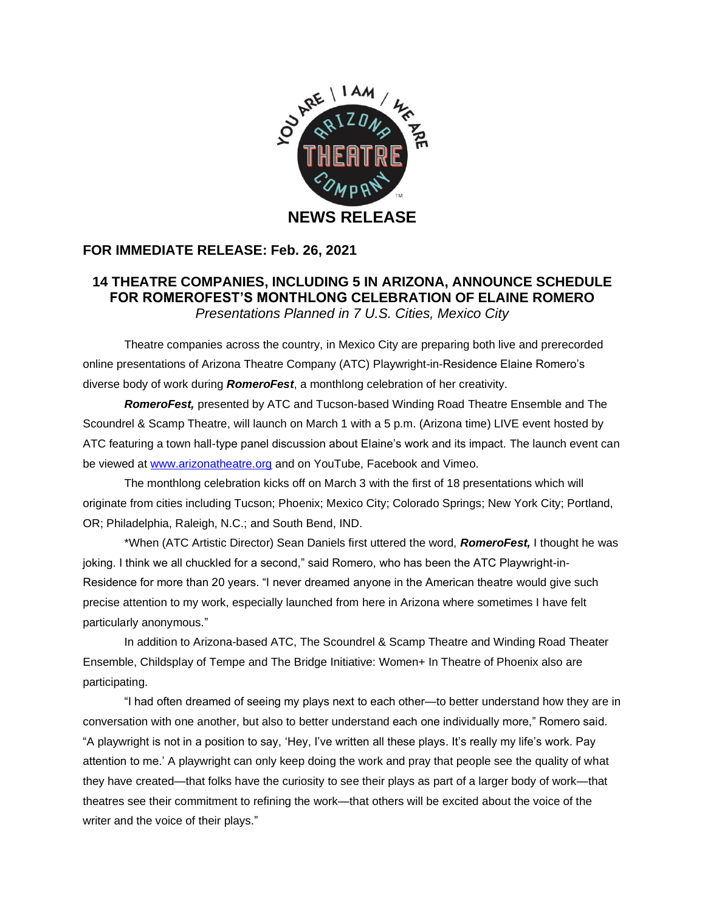**NEWS RELEASE**

**FOR IMMEDIATE RELEASE: Feb. 26, 2021**

## 14 THEATRE COMPANIES, INCLUDING 5 IN ARIZONA, ANNOUNCE SCHEDULE FOR ROMEROFEST'S MONTHLONG CELEBRATION OF ELAINE ROMERO

*Presentations Planned in 7 U.S. Cities, Mexico City*

Theatre companies across the country, in Mexico City are preparing both live and prerecorded online presentations of Arizona Theatre Company (ATC) Playwright-in-Residence Elaine Romero's diverse body of work during ***RomeroFest***, a monthlong celebration of her creativity.

***RomeroFest,*** presented by ATC and Tucson-based Winding Road Theatre Ensemble and The Scoundrel & Scamp Theatre, will launch on March 1 with a 5 p.m. (Arizona time) LIVE event hosted by ATC featuring a town hall-type panel discussion about Elaine's work and its impact. The launch event can be viewed at www.arizonatheatre.org and on YouTube, Facebook and Vimeo.

The monthlong celebration kicks off on March 3 with the first of 18 presentations which will originate from cities including Tucson; Phoenix; Mexico City; Colorado Springs; New York City; Portland, OR; Philadelphia, Raleigh, N.C.; and South Bend, IND.

*When (ATC Artistic Director) Sean Daniels first uttered the word, ***RomeroFest,*** I thought he was joking. I think we all chuckled for a second," said Romero, who has been the ATC Playwright-in-Residence for more than 20 years. "I never dreamed anyone in the American theatre would give such precise attention to my work, especially launched from here in Arizona where sometimes I have felt particularly anonymous."

In addition to Arizona-based ATC, The Scoundrel & Scamp Theatre and Winding Road Theater Ensemble, Childsplay of Tempe and The Bridge Initiative: Women+ In Theatre of Phoenix also are participating.

"I had often dreamed of seeing my plays next to each other—to better understand how they are in conversation with one another, but also to better understand each one individually more," Romero said. "A playwright is not in a position to say, 'Hey, I've written all these plays. It's really my life's work. Pay attention to me.' A playwright can only keep doing the work and pray that people see the quality of what they have created—that folks have the curiosity to see their plays as part of a larger body of work—that theatres see their commitment to refining the work—that others will be excited about the voice of the writer and the voice of their plays."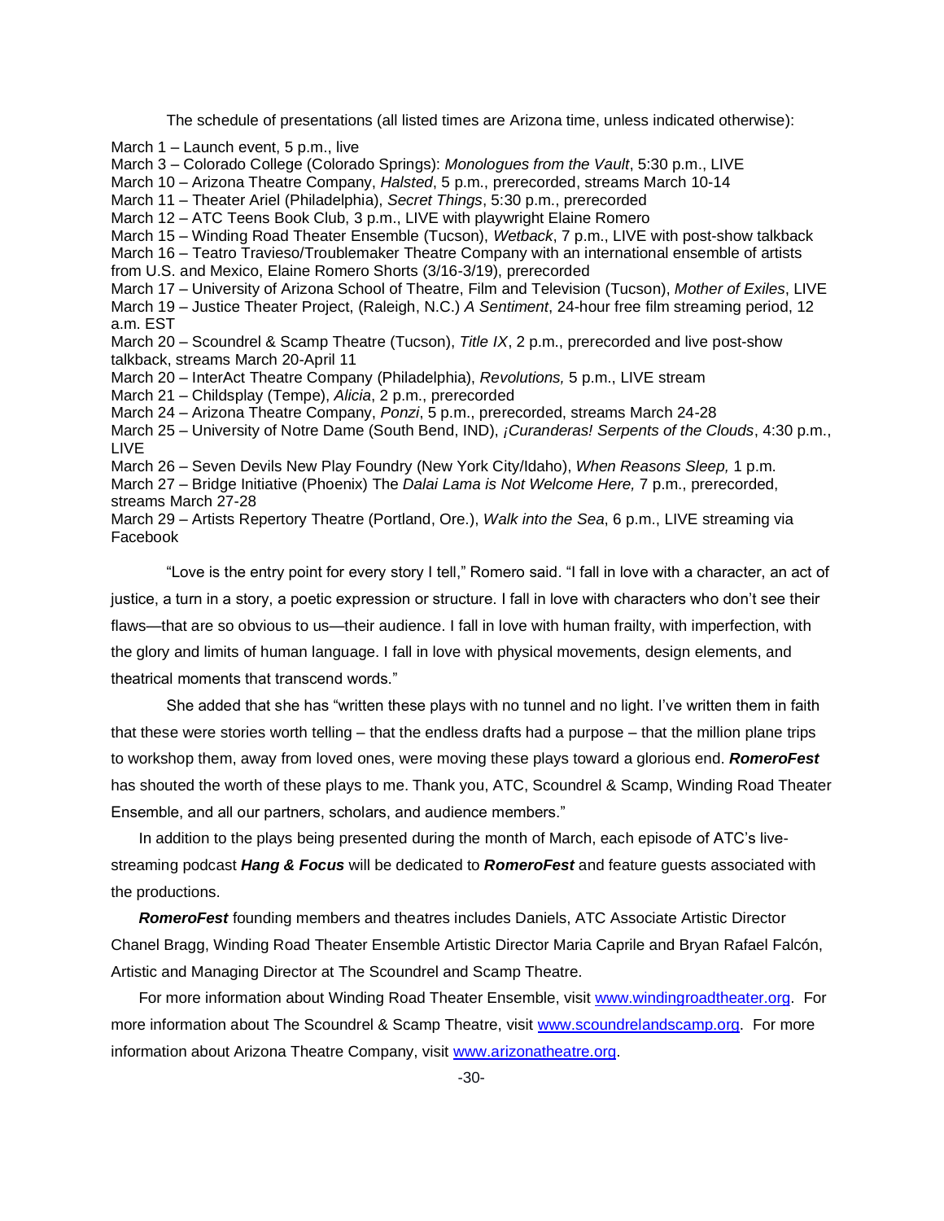The schedule of presentations (all listed times are Arizona time, unless indicated otherwise):

March 1 – Launch event, 5 p.m., live
March 3 – Colorado College (Colorado Springs): *Monologues from the Vault*, 5:30 p.m., LIVE
March 10 – Arizona Theatre Company, *Halsted*, 5 p.m., prerecorded, streams March 10-14
March 11 – Theater Ariel (Philadelphia), *Secret Things*, 5:30 p.m., prerecorded
March 12 – ATC Teens Book Club, 3 p.m., LIVE with playwright Elaine Romero
March 15 – Winding Road Theater Ensemble (Tucson), *Wetback*, 7 p.m., LIVE with post-show talkback
March 16 – Teatro Travieso/Troublemaker Theatre Company with an international ensemble of artists from U.S. and Mexico, Elaine Romero Shorts (3/16-3/19), prerecorded
March 17 – University of Arizona School of Theatre, Film and Television (Tucson), *Mother of Exiles*, LIVE
March 19 – Justice Theater Project, (Raleigh, N.C.) *A Sentiment*, 24-hour free film streaming period, 12 a.m. EST
March 20 – Scoundrel & Scamp Theatre (Tucson), *Title IX*, 2 p.m., prerecorded and live post-show talkback, streams March 20-April 11
March 20 – InterAct Theatre Company (Philadelphia), *Revolutions,* 5 p.m., LIVE stream
March 21 – Childsplay (Tempe), *Alicia*, 2 p.m., prerecorded
March 24 – Arizona Theatre Company, *Ponzi*, 5 p.m., prerecorded, streams March 24-28
March 25 – University of Notre Dame (South Bend, IND), *¡Curanderas! Serpents of the Clouds*, 4:30 p.m., LIVE
March 26 – Seven Devils New Play Foundry (New York City/Idaho), *When Reasons Sleep,* 1 p.m.
March 27 – Bridge Initiative (Phoenix) The *Dalai Lama is Not Welcome Here,* 7 p.m., prerecorded, streams March 27-28
March 29 – Artists Repertory Theatre (Portland, Ore.), *Walk into the Sea*, 6 p.m., LIVE streaming via Facebook

"Love is the entry point for every story I tell," Romero said. "I fall in love with a character, an act of justice, a turn in a story, a poetic expression or structure. I fall in love with characters who don't see their flaws—that are so obvious to us—their audience. I fall in love with human frailty, with imperfection, with the glory and limits of human language. I fall in love with physical movements, design elements, and theatrical moments that transcend words."

She added that she has "written these plays with no tunnel and no light. I've written them in faith that these were stories worth telling – that the endless drafts had a purpose – that the million plane trips to workshop them, away from loved ones, were moving these plays toward a glorious end. ***RomeroFest*** has shouted the worth of these plays to me. Thank you, ATC, Scoundrel & Scamp, Winding Road Theater Ensemble, and all our partners, scholars, and audience members."

In addition to the plays being presented during the month of March, each episode of ATC's live-streaming podcast ***Hang & Focus*** will be dedicated to ***RomeroFest*** and feature guests associated with the productions.

***RomeroFest*** founding members and theatres includes Daniels, ATC Associate Artistic Director Chanel Bragg, Winding Road Theater Ensemble Artistic Director Maria Caprile and Bryan Rafael Falcón, Artistic and Managing Director at The Scoundrel and Scamp Theatre.

For more information about Winding Road Theater Ensemble, visit www.windingroadtheater.org. For more information about The Scoundrel & Scamp Theatre, visit www.scoundrelandscamp.org. For more information about Arizona Theatre Company, visit www.arizonatheatre.org.

-30-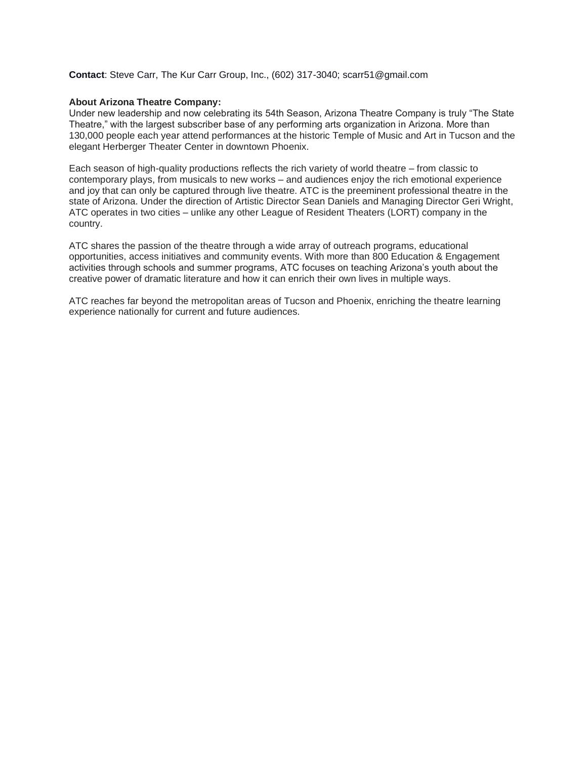**Contact**: Steve Carr, The Kur Carr Group, Inc., (602) 317-3040; scarr51@gmail.com

**About Arizona Theatre Company:**

Under new leadership and now celebrating its 54th Season, Arizona Theatre Company is truly "The State Theatre," with the largest subscriber base of any performing arts organization in Arizona. More than 130,000 people each year attend performances at the historic Temple of Music and Art in Tucson and the elegant Herberger Theater Center in downtown Phoenix.

Each season of high-quality productions reflects the rich variety of world theatre – from classic to contemporary plays, from musicals to new works – and audiences enjoy the rich emotional experience and joy that can only be captured through live theatre. ATC is the preeminent professional theatre in the state of Arizona. Under the direction of Artistic Director Sean Daniels and Managing Director Geri Wright, ATC operates in two cities – unlike any other League of Resident Theaters (LORT) company in the country.

ATC shares the passion of the theatre through a wide array of outreach programs, educational opportunities, access initiatives and community events. With more than 800 Education & Engagement activities through schools and summer programs, ATC focuses on teaching Arizona's youth about the creative power of dramatic literature and how it can enrich their own lives in multiple ways.

ATC reaches far beyond the metropolitan areas of Tucson and Phoenix, enriching the theatre learning experience nationally for current and future audiences.